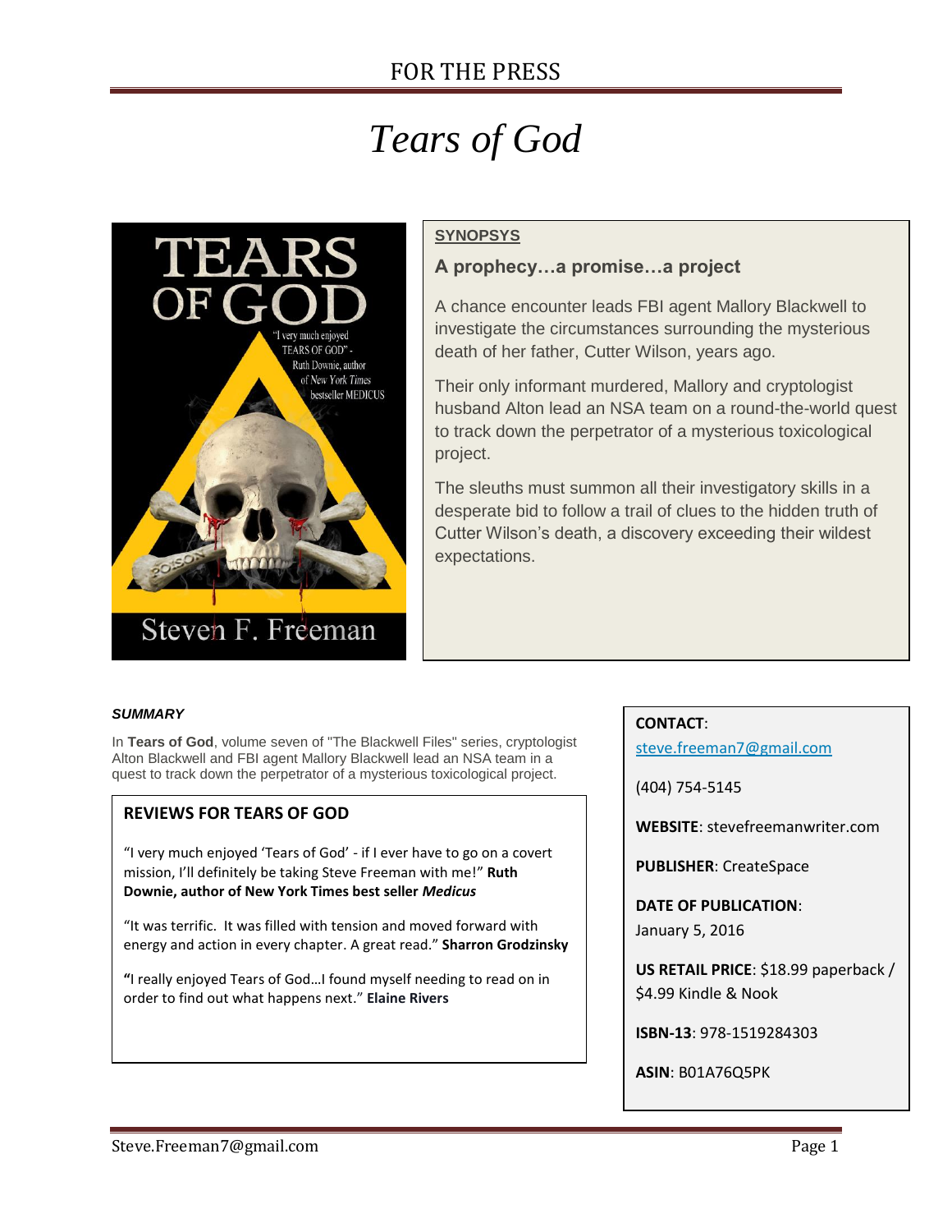FOR THE PRESS

# *Tears of God*

**SYNOPSYS**

### A prophecy…a promise…a project

A chance encounter leads FBI agent Mallory Blackwell to investigate the circumstances surrounding the mysterious death of her father, Cutter Wilson, years ago.

Their only informant murdered, Mallory and cryptologist husband Alton lead an NSA team on a round-the-world quest to track down the perpetrator of a mysterious toxicological project.

The sleuths must summon all their investigatory skills in a desperate bid to follow a trail of clues to the hidden truth of Cutter Wilson's death, a discovery exceeding their wildest expectations.

***SUMMARY***

In **Tears of God**, volume seven of "The Blackwell Files" series, cryptologist Alton Blackwell and FBI agent Mallory Blackwell lead an NSA team in a quest to track down the perpetrator of a mysterious toxicological project.

**REVIEWS FOR TEARS OF GOD**

"I very much enjoyed 'Tears of God' - if I ever have to go on a covert mission, I'll definitely be taking Steve Freeman with me!" **Ruth Downie, author of New York Times best seller *Medicus***

"It was terrific. It was filled with tension and moved forward with energy and action in every chapter. A great read." **Sharron Grodzinsky**

**"**I really enjoyed Tears of God…I found myself needing to read on in order to find out what happens next." **Elaine Rivers**

**CONTACT**:

steve.freeman7@gmail.com

(404) 754-5145

**WEBSITE**: stevefreemanwriter.com

**PUBLISHER**: CreateSpace

**DATE OF PUBLICATION**: January 5, 2016

**US RETAIL PRICE**: $18.99 paperback / $4.99 Kindle & Nook

**ISBN-13**: 978-1519284303

**ASIN**: B01A76Q5PK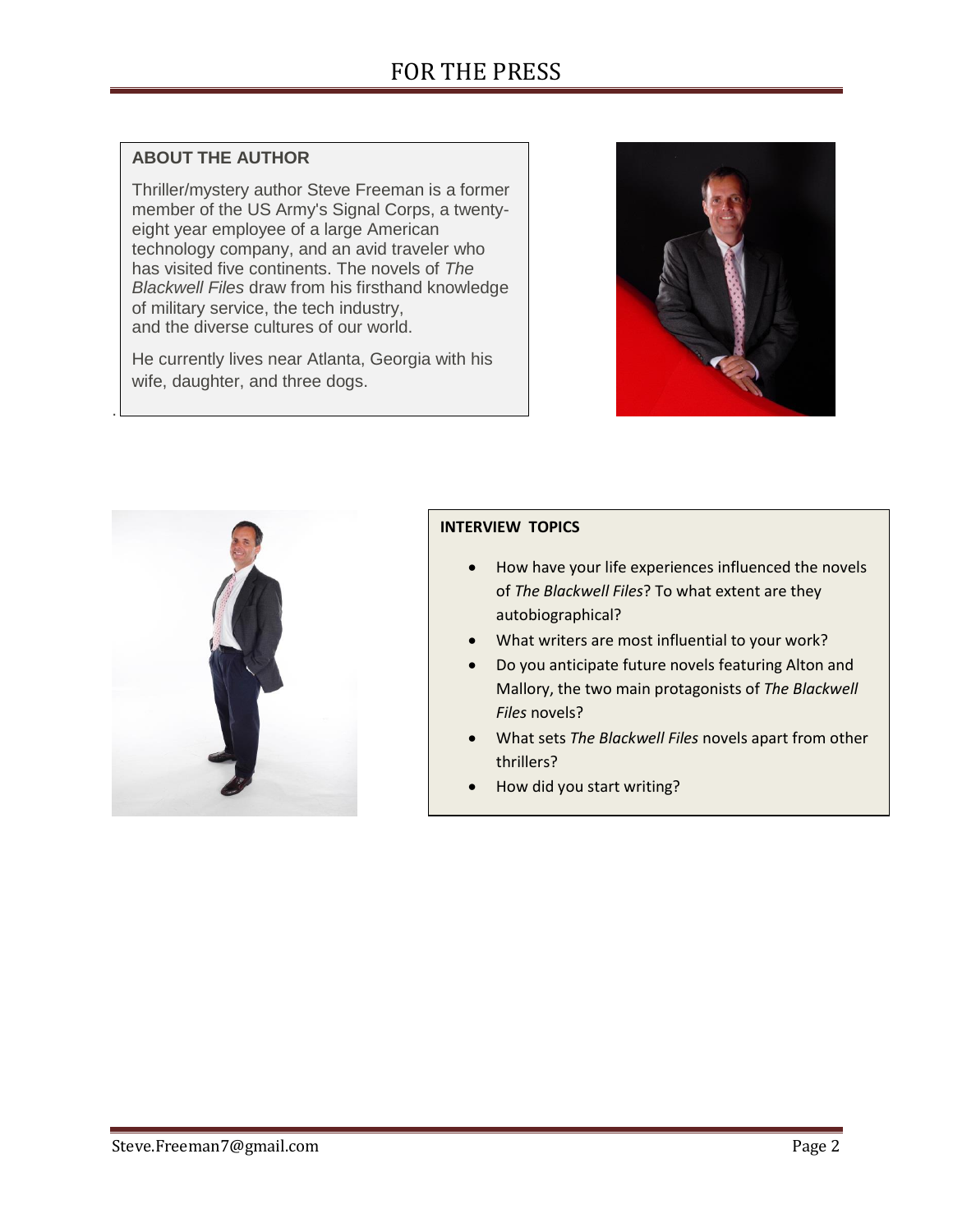# FOR THE PRESS

## ABOUT THE AUTHOR

Thriller/mystery author Steve Freeman is a former member of the US Army's Signal Corps, a twenty-eight year employee of a large American technology company, and an avid traveler who has visited five continents. The novels of *The Blackwell Files* draw from his firsthand knowledge of military service, the tech industry, and the diverse cultures of our world.

He currently lives near Atlanta, Georgia with his wife, daughter, and three dogs.

## INTERVIEW TOPICS

- How have your life experiences influenced the novels of *The Blackwell Files*? To what extent are they autobiographical?
- What writers are most influential to your work?
- Do you anticipate future novels featuring Alton and Mallory, the two main protagonists of *The Blackwell Files* novels?
- What sets *The Blackwell Files* novels apart from other thrillers?
- How did you start writing?

Steve.Freeman7@gmail.com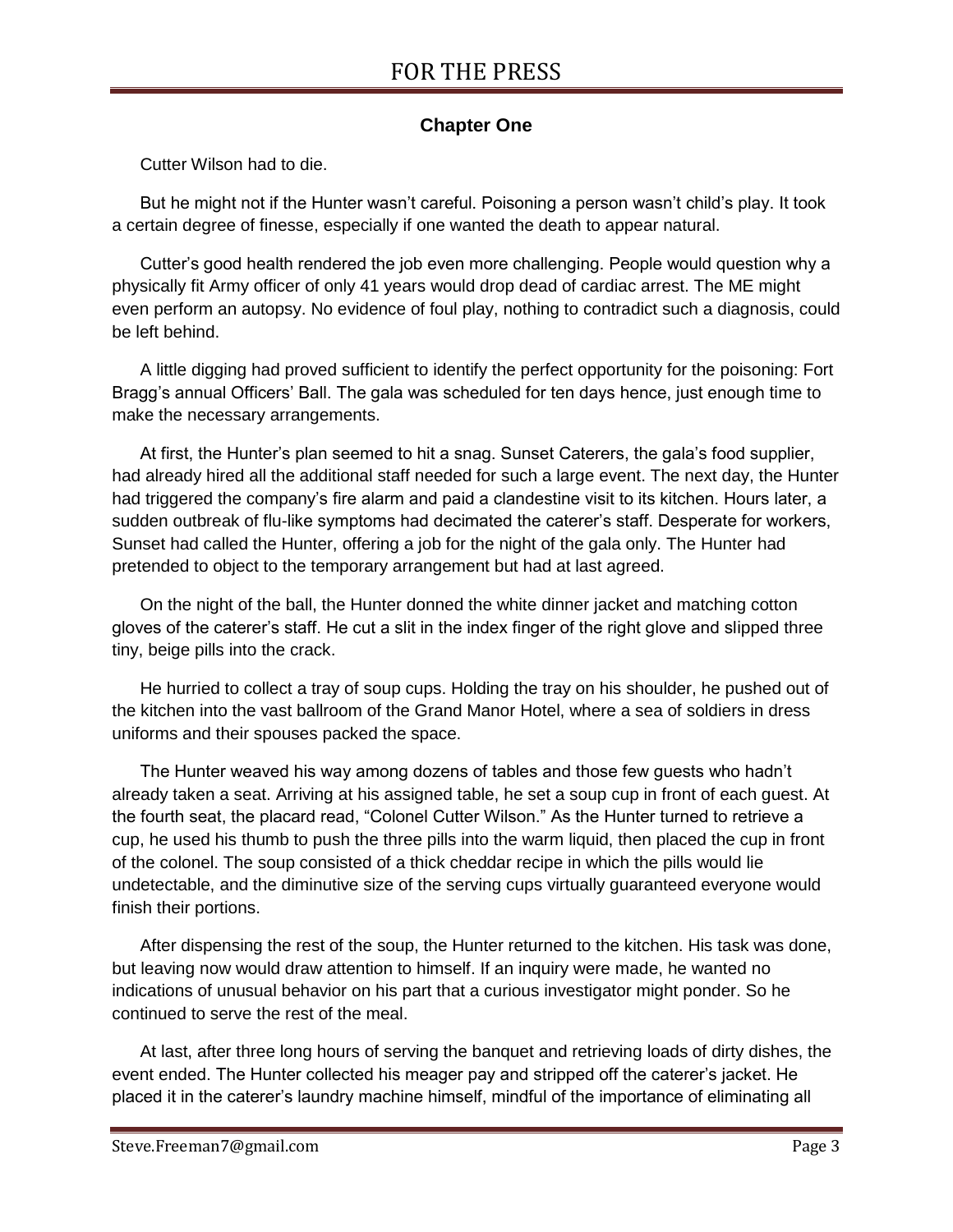## Chapter One

Cutter Wilson had to die.

But he might not if the Hunter wasn't careful. Poisoning a person wasn't child's play. It took a certain degree of finesse, especially if one wanted the death to appear natural.

Cutter's good health rendered the job even more challenging. People would question why a physically fit Army officer of only 41 years would drop dead of cardiac arrest. The ME might even perform an autopsy. No evidence of foul play, nothing to contradict such a diagnosis, could be left behind.

A little digging had proved sufficient to identify the perfect opportunity for the poisoning: Fort Bragg's annual Officers' Ball. The gala was scheduled for ten days hence, just enough time to make the necessary arrangements.

At first, the Hunter's plan seemed to hit a snag. Sunset Caterers, the gala's food supplier, had already hired all the additional staff needed for such a large event. The next day, the Hunter had triggered the company's fire alarm and paid a clandestine visit to its kitchen. Hours later, a sudden outbreak of flu-like symptoms had decimated the caterer's staff. Desperate for workers, Sunset had called the Hunter, offering a job for the night of the gala only. The Hunter had pretended to object to the temporary arrangement but had at last agreed.

On the night of the ball, the Hunter donned the white dinner jacket and matching cotton gloves of the caterer's staff. He cut a slit in the index finger of the right glove and slipped three tiny, beige pills into the crack.

He hurried to collect a tray of soup cups. Holding the tray on his shoulder, he pushed out of the kitchen into the vast ballroom of the Grand Manor Hotel, where a sea of soldiers in dress uniforms and their spouses packed the space.

The Hunter weaved his way among dozens of tables and those few guests who hadn't already taken a seat. Arriving at his assigned table, he set a soup cup in front of each guest. At the fourth seat, the placard read, "Colonel Cutter Wilson." As the Hunter turned to retrieve a cup, he used his thumb to push the three pills into the warm liquid, then placed the cup in front of the colonel. The soup consisted of a thick cheddar recipe in which the pills would lie undetectable, and the diminutive size of the serving cups virtually guaranteed everyone would finish their portions.

After dispensing the rest of the soup, the Hunter returned to the kitchen. His task was done, but leaving now would draw attention to himself. If an inquiry were made, he wanted no indications of unusual behavior on his part that a curious investigator might ponder. So he continued to serve the rest of the meal.

At last, after three long hours of serving the banquet and retrieving loads of dirty dishes, the event ended. The Hunter collected his meager pay and stripped off the caterer's jacket. He placed it in the caterer's laundry machine himself, mindful of the importance of eliminating all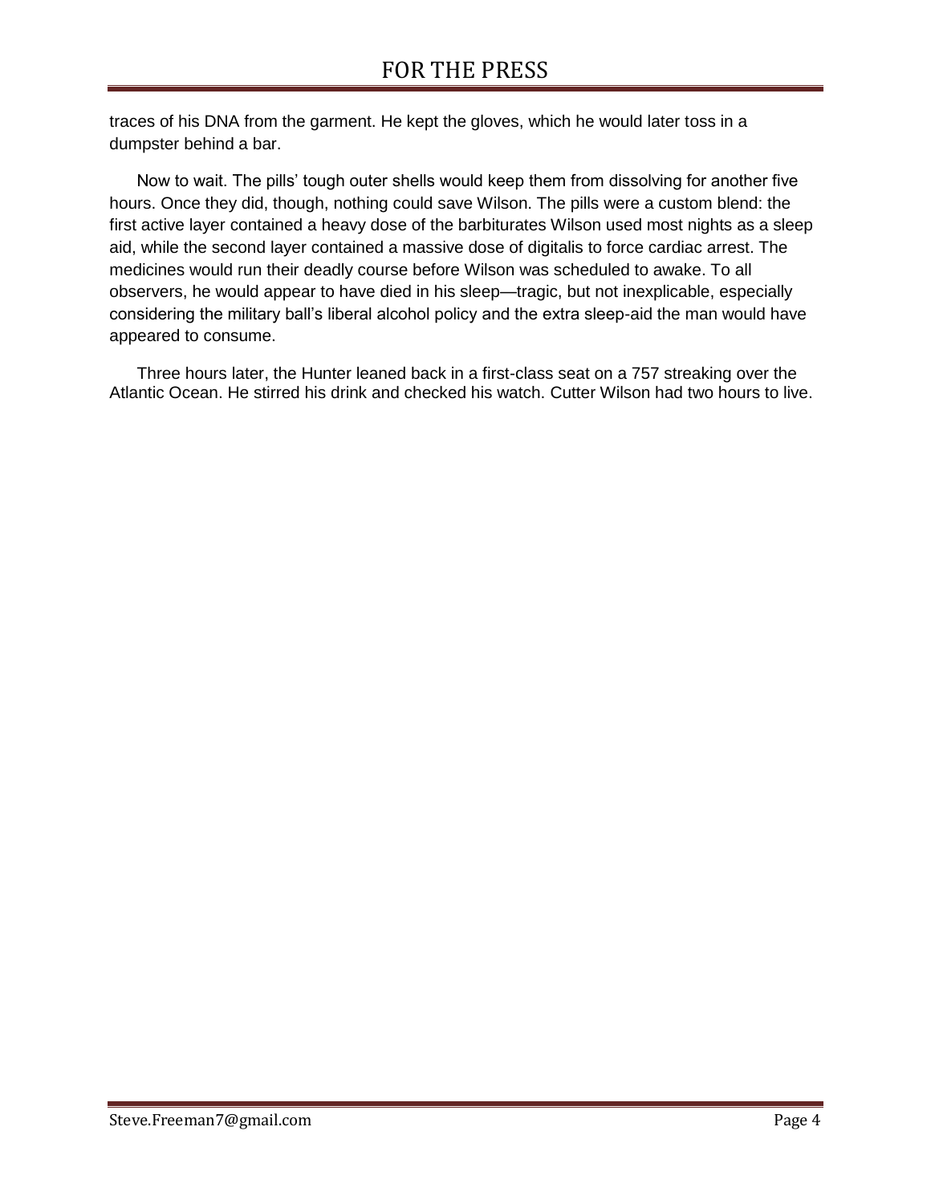traces of his DNA from the garment. He kept the gloves, which he would later toss in a dumpster behind a bar.

Now to wait. The pills' tough outer shells would keep them from dissolving for another five hours. Once they did, though, nothing could save Wilson. The pills were a custom blend: the first active layer contained a heavy dose of the barbiturates Wilson used most nights as a sleep aid, while the second layer contained a massive dose of digitalis to force cardiac arrest. The medicines would run their deadly course before Wilson was scheduled to awake. To all observers, he would appear to have died in his sleep—tragic, but not inexplicable, especially considering the military ball's liberal alcohol policy and the extra sleep-aid the man would have appeared to consume.

Three hours later, the Hunter leaned back in a first-class seat on a 757 streaking over the Atlantic Ocean. He stirred his drink and checked his watch. Cutter Wilson had two hours to live.